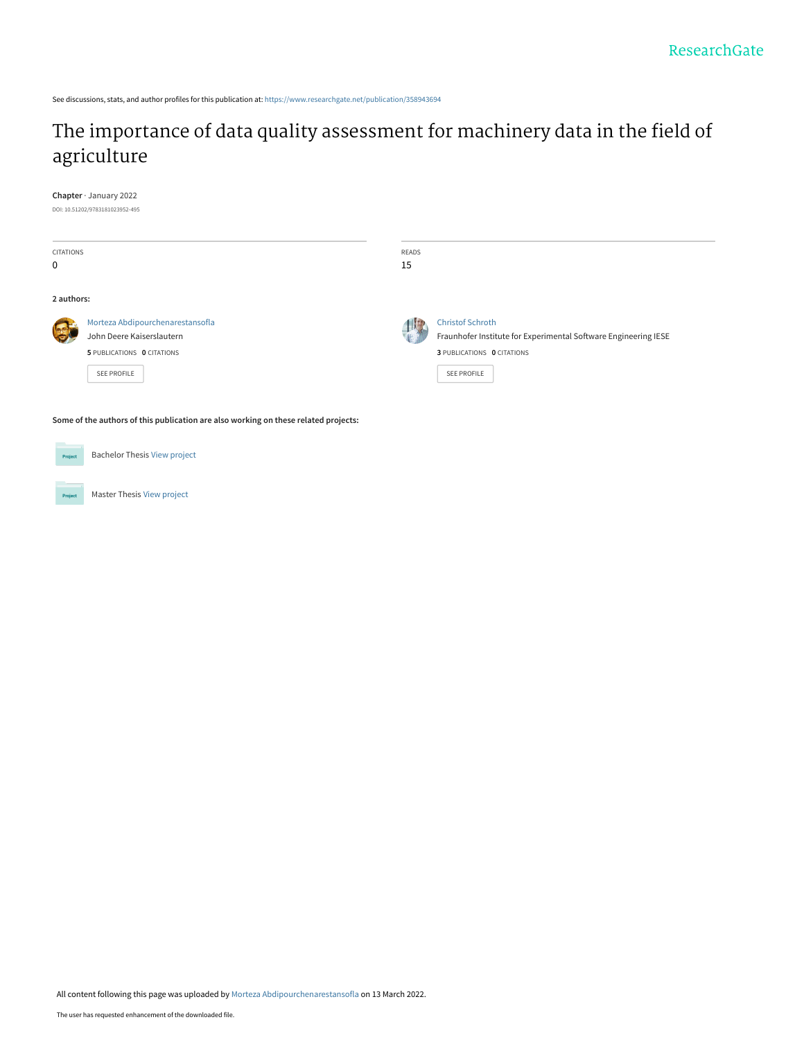ResearchGate

See discussions, stats, and author profiles for this publication at: https://www.researchgate.net/publication/358943694

# The importance of data quality assessment for machinery data in the field of agriculture

**Chapter** · January 2022

DOI: 10.51202/9783181023952-495

| CITATIONS | READS |
| --- | --- |
| 0 | 15 |

**2 authors:**

Morteza Abdipourchenarestansofla
John Deere Kaiserslautern
**5** PUBLICATIONS **0** CITATIONS
SEE PROFILE

Christof Schroth
Fraunhofer Institute for Experimental Software Engineering IESE
**3** PUBLICATIONS **0** CITATIONS
SEE PROFILE

**Some of the authors of this publication are also working on these related projects:**

Project: Bachelor Thesis View project

Project: Master Thesis View project

All content following this page was uploaded by Morteza Abdipourchenarestansofla on 13 March 2022.

The user has requested enhancement of the downloaded file.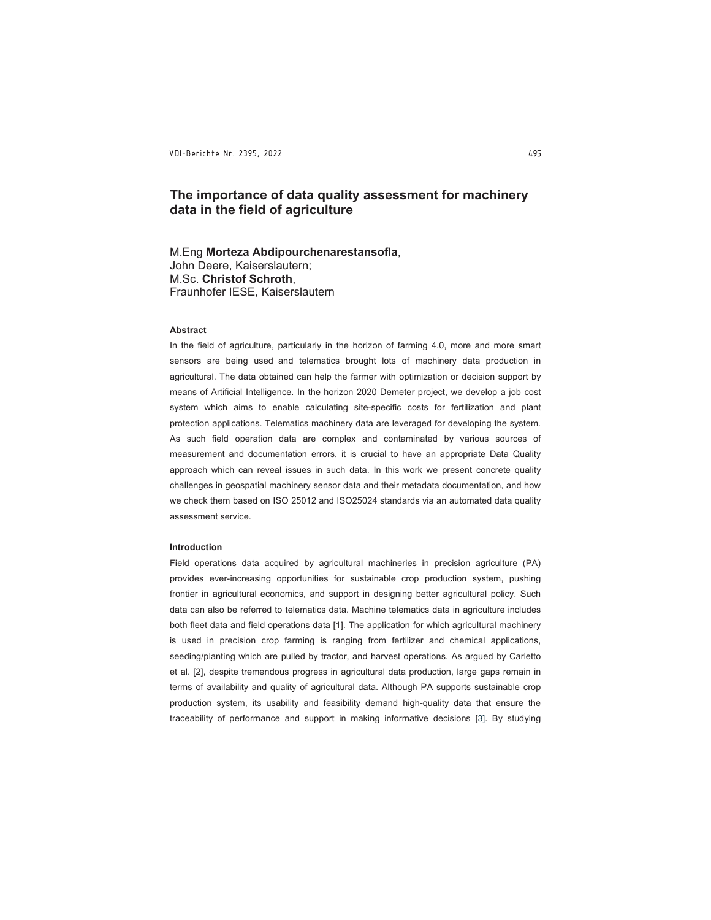# The importance of data quality assessment for machinery data in the field of agriculture

M.Eng **Morteza Abdipourchenarestansofla**,
John Deere, Kaiserslautern;
M.Sc. **Christof Schroth**,
Fraunhofer IESE, Kaiserslautern

#### Abstract

In the field of agriculture, particularly in the horizon of farming 4.0, more and more smart sensors are being used and telematics brought lots of machinery data production in agricultural. The data obtained can help the farmer with optimization or decision support by means of Artificial Intelligence. In the horizon 2020 Demeter project, we develop a job cost system which aims to enable calculating site-specific costs for fertilization and plant protection applications. Telematics machinery data are leveraged for developing the system. As such field operation data are complex and contaminated by various sources of measurement and documentation errors, it is crucial to have an appropriate Data Quality approach which can reveal issues in such data. In this work we present concrete quality challenges in geospatial machinery sensor data and their metadata documentation, and how we check them based on ISO 25012 and ISO25024 standards via an automated data quality assessment service.

#### Introduction

Field operations data acquired by agricultural machineries in precision agriculture (PA) provides ever-increasing opportunities for sustainable crop production system, pushing frontier in agricultural economics, and support in designing better agricultural policy. Such data can also be referred to telematics data. Machine telematics data in agriculture includes both fleet data and field operations data [1]. The application for which agricultural machinery is used in precision crop farming is ranging from fertilizer and chemical applications, seeding/planting which are pulled by tractor, and harvest operations. As argued by Carletto et al. [2], despite tremendous progress in agricultural data production, large gaps remain in terms of availability and quality of agricultural data. Although PA supports sustainable crop production system, its usability and feasibility demand high-quality data that ensure the traceability of performance and support in making informative decisions [3]. By studying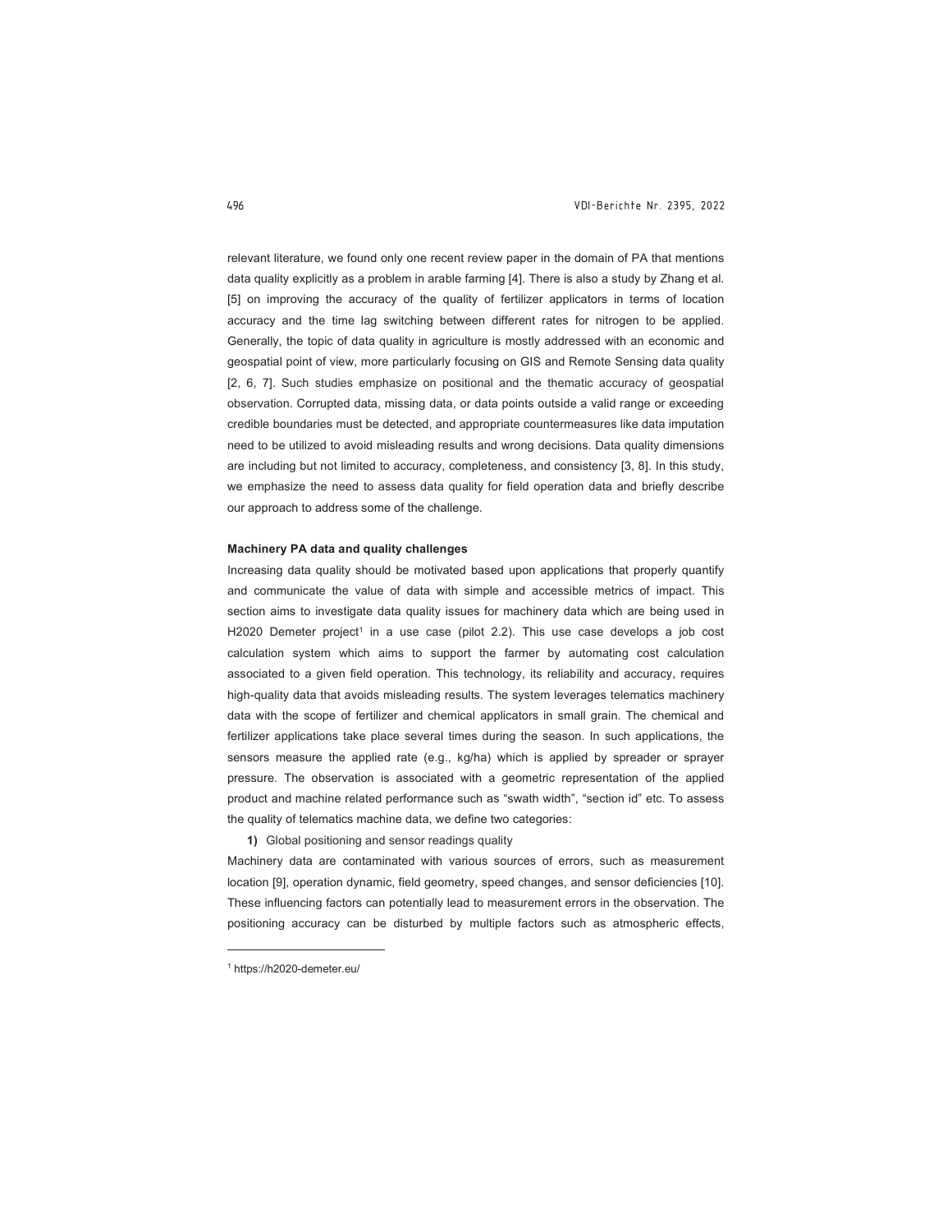relevant literature, we found only one recent review paper in the domain of PA that mentions data quality explicitly as a problem in arable farming [4]. There is also a study by Zhang et al. [5] on improving the accuracy of the quality of fertilizer applicators in terms of location accuracy and the time lag switching between different rates for nitrogen to be applied. Generally, the topic of data quality in agriculture is mostly addressed with an economic and geospatial point of view, more particularly focusing on GIS and Remote Sensing data quality [2, 6, 7]. Such studies emphasize on positional and the thematic accuracy of geospatial observation. Corrupted data, missing data, or data points outside a valid range or exceeding credible boundaries must be detected, and appropriate countermeasures like data imputation need to be utilized to avoid misleading results and wrong decisions. Data quality dimensions are including but not limited to accuracy, completeness, and consistency [3, 8]. In this study, we emphasize the need to assess data quality for field operation data and briefly describe our approach to address some of the challenge.

**Machinery PA data and quality challenges**

Increasing data quality should be motivated based upon applications that properly quantify and communicate the value of data with simple and accessible metrics of impact. This section aims to investigate data quality issues for machinery data which are being used in H2020 Demeter project[1] in a use case (pilot 2.2). This use case develops a job cost calculation system which aims to support the farmer by automating cost calculation associated to a given field operation. This technology, its reliability and accuracy, requires high-quality data that avoids misleading results. The system leverages telematics machinery data with the scope of fertilizer and chemical applicators in small grain. The chemical and fertilizer applications take place several times during the season. In such applications, the sensors measure the applied rate (e.g., kg/ha) which is applied by spreader or sprayer pressure. The observation is associated with a geometric representation of the applied product and machine related performance such as "swath width", "section id" etc. To assess the quality of telematics machine data, we define two categories:

**1)** Global positioning and sensor readings quality

Machinery data are contaminated with various sources of errors, such as measurement location [9], operation dynamic, field geometry, speed changes, and sensor deficiencies [10]. These influencing factors can potentially lead to measurement errors in the observation. The positioning accuracy can be disturbed by multiple factors such as atmospheric effects,

[1] https://h2020-demeter.eu/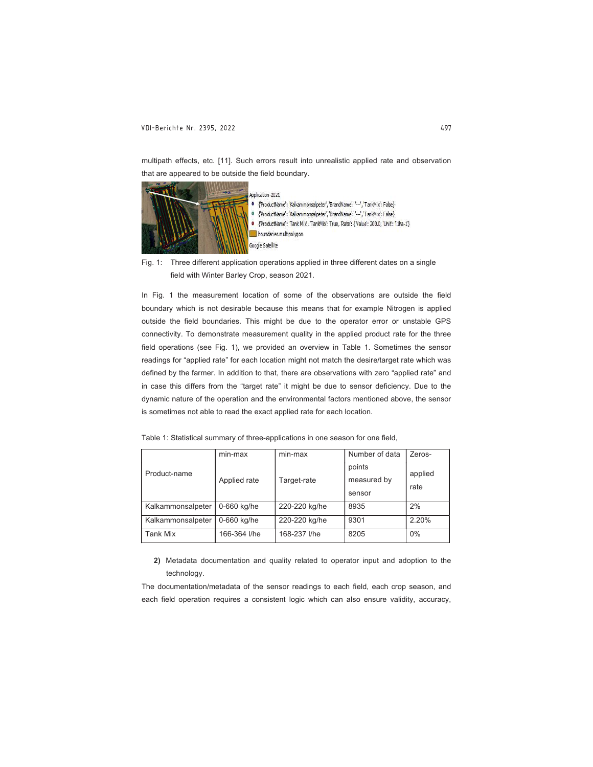multipath effects, etc. [11]. Such errors result into unrealistic applied rate and observation that are appeared to be outside the field boundary.

Application-2021
{'ProductName': 'Kalkammonsalpeter', 'BrandName': '---', 'TankMix': False}
{'ProductName': 'Kalkammonsalpeter', 'BrandName': '---', 'TankMix': False}
{'ProductName': 'Tank Mix', 'TankMix': True, 'Rate': {'Value': 200.0, 'Unit': 'l.ha-1'}}
boundaries.multipolygon
Google Satellite

Fig. 1: Three different application operations applied in three different dates on a single field with Winter Barley Crop, season 2021.

In Fig. 1 the measurement location of some of the observations are outside the field boundary which is not desirable because this means that for example Nitrogen is applied outside the field boundaries. This might be due to the operator error or unstable GPS connectivity. To demonstrate measurement quality in the applied product rate for the three field operations (see Fig. 1), we provided an overview in Table 1. Sometimes the sensor readings for "applied rate" for each location might not match the desire/target rate which was defined by the farmer. In addition to that, there are observations with zero "applied rate" and in case this differs from the "target rate" it might be due to sensor deficiency. Due to the dynamic nature of the operation and the environmental factors mentioned above, the sensor is sometimes not able to read the exact applied rate for each location.

Table 1: Statistical summary of three-applications in one season for one field,

| Product-name | min-max Applied rate | min-max Target-rate | Number of data points measured by sensor | Zeros-applied rate |
|---|---|---|---|---|
| Kalkammonsalpeter | 0-660 kg/he | 220-220 kg/he | 8935 | 2% |
| Kalkammonsalpeter | 0-660 kg/he | 220-220 kg/he | 9301 | 2.20% |
| Tank Mix | 166-364 l/he | 168-237 l/he | 8205 | 0% |

**2)** Metadata documentation and quality related to operator input and adoption to the technology.

The documentation/metadata of the sensor readings to each field, each crop season, and each field operation requires a consistent logic which can also ensure validity, accuracy,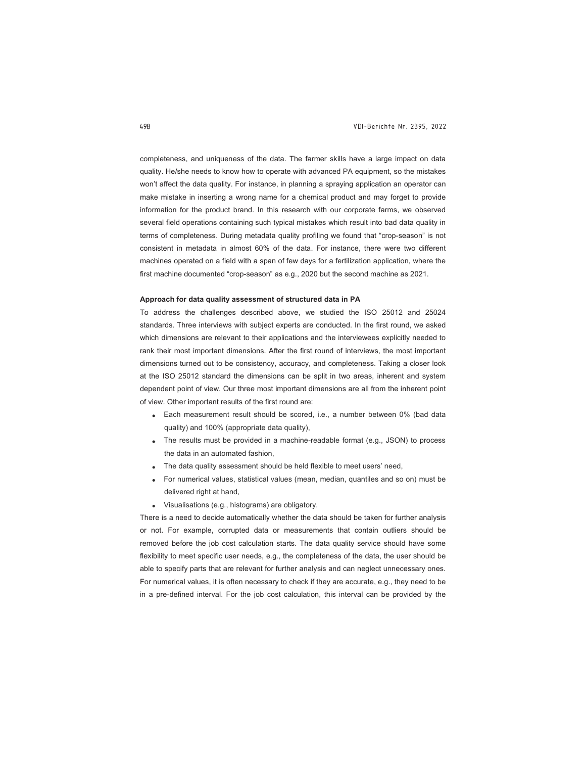completeness, and uniqueness of the data. The farmer skills have a large impact on data quality. He/she needs to know how to operate with advanced PA equipment, so the mistakes won't affect the data quality. For instance, in planning a spraying application an operator can make mistake in inserting a wrong name for a chemical product and may forget to provide information for the product brand. In this research with our corporate farms, we observed several field operations containing such typical mistakes which result into bad data quality in terms of completeness. During metadata quality profiling we found that "crop-season" is not consistent in metadata in almost 60% of the data. For instance, there were two different machines operated on a field with a span of few days for a fertilization application, where the first machine documented "crop-season" as e.g., 2020 but the second machine as 2021.

**Approach for data quality assessment of structured data in PA**

To address the challenges described above, we studied the ISO 25012 and 25024 standards. Three interviews with subject experts are conducted. In the first round, we asked which dimensions are relevant to their applications and the interviewees explicitly needed to rank their most important dimensions. After the first round of interviews, the most important dimensions turned out to be consistency, accuracy, and completeness. Taking a closer look at the ISO 25012 standard the dimensions can be split in two areas, inherent and system dependent point of view. Our three most important dimensions are all from the inherent point of view. Other important results of the first round are:

- Each measurement result should be scored, i.e., a number between 0% (bad data quality) and 100% (appropriate data quality),
- The results must be provided in a machine-readable format (e.g., JSON) to process the data in an automated fashion,
- The data quality assessment should be held flexible to meet users' need,
- For numerical values, statistical values (mean, median, quantiles and so on) must be delivered right at hand,
- Visualisations (e.g., histograms) are obligatory.

There is a need to decide automatically whether the data should be taken for further analysis or not. For example, corrupted data or measurements that contain outliers should be removed before the job cost calculation starts. The data quality service should have some flexibility to meet specific user needs, e.g., the completeness of the data, the user should be able to specify parts that are relevant for further analysis and can neglect unnecessary ones. For numerical values, it is often necessary to check if they are accurate, e.g., they need to be in a pre-defined interval. For the job cost calculation, this interval can be provided by the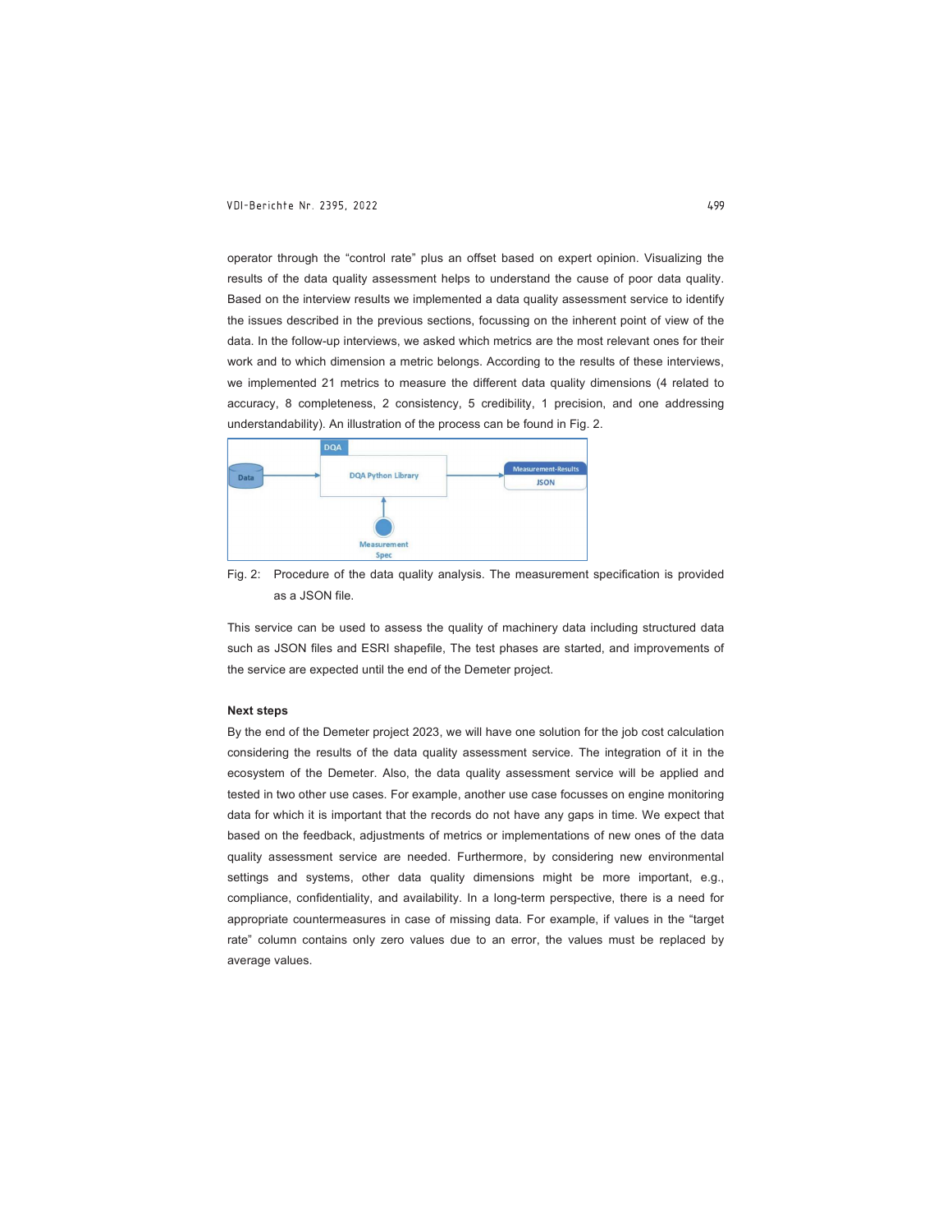operator through the "control rate" plus an offset based on expert opinion. Visualizing the results of the data quality assessment helps to understand the cause of poor data quality. Based on the interview results we implemented a data quality assessment service to identify the issues described in the previous sections, focussing on the inherent point of view of the data. In the follow-up interviews, we asked which metrics are the most relevant ones for their work and to which dimension a metric belongs. According to the results of these interviews, we implemented 21 metrics to measure the different data quality dimensions (4 related to accuracy, 8 completeness, 2 consistency, 5 credibility, 1 precision, and one addressing understandability). An illustration of the process can be found in Fig. 2.

DQA

Data

DQA Python Library

Measurement-Results

JSON

Measurement Spec

Fig. 2: Procedure of the data quality analysis. The measurement specification is provided as a JSON file.

This service can be used to assess the quality of machinery data including structured data such as JSON files and ESRI shapefile, The test phases are started, and improvements of the service are expected until the end of the Demeter project.

**Next steps**

By the end of the Demeter project 2023, we will have one solution for the job cost calculation considering the results of the data quality assessment service. The integration of it in the ecosystem of the Demeter. Also, the data quality assessment service will be applied and tested in two other use cases. For example, another use case focusses on engine monitoring data for which it is important that the records do not have any gaps in time. We expect that based on the feedback, adjustments of metrics or implementations of new ones of the data quality assessment service are needed. Furthermore, by considering new environmental settings and systems, other data quality dimensions might be more important, e.g., compliance, confidentiality, and availability. In a long-term perspective, there is a need for appropriate countermeasures in case of missing data. For example, if values in the "target rate" column contains only zero values due to an error, the values must be replaced by average values.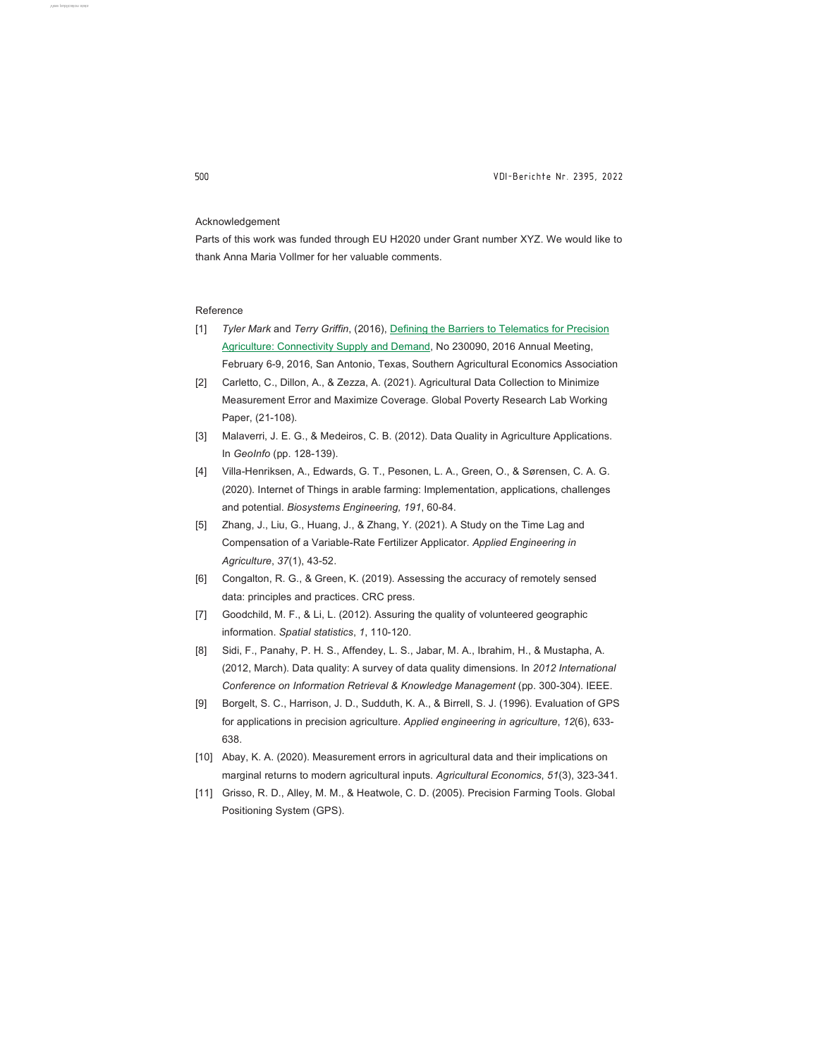## Acknowledgement

Parts of this work was funded through EU H2020 under Grant number XYZ. We would like to thank Anna Maria Vollmer for her valuable comments.

## Reference

[1] *Tyler Mark* and *Terry Griffin*, (2016), Defining the Barriers to Telematics for Precision Agriculture: Connectivity Supply and Demand, No 230090, 2016 Annual Meeting, February 6-9, 2016, San Antonio, Texas, Southern Agricultural Economics Association

[2] Carletto, C., Dillon, A., & Zezza, A. (2021). Agricultural Data Collection to Minimize Measurement Error and Maximize Coverage. Global Poverty Research Lab Working Paper, (21-108).

[3] Malaverri, J. E. G., & Medeiros, C. B. (2012). Data Quality in Agriculture Applications. In *GeoInfo* (pp. 128-139).

[4] Villa-Henriksen, A., Edwards, G. T., Pesonen, L. A., Green, O., & Sørensen, C. A. G. (2020). Internet of Things in arable farming: Implementation, applications, challenges and potential. *Biosystems Engineering, 191*, 60-84.

[5] Zhang, J., Liu, G., Huang, J., & Zhang, Y. (2021). A Study on the Time Lag and Compensation of a Variable-Rate Fertilizer Applicator. *Applied Engineering in Agriculture*, *37*(1), 43-52.

[6] Congalton, R. G., & Green, K. (2019). Assessing the accuracy of remotely sensed data: principles and practices. CRC press.

[7] Goodchild, M. F., & Li, L. (2012). Assuring the quality of volunteered geographic information. *Spatial statistics*, *1*, 110-120.

[8] Sidi, F., Panahy, P. H. S., Affendey, L. S., Jabar, M. A., Ibrahim, H., & Mustapha, A. (2012, March). Data quality: A survey of data quality dimensions. In *2012 International Conference on Information Retrieval & Knowledge Management* (pp. 300-304). IEEE.

[9] Borgelt, S. C., Harrison, J. D., Sudduth, K. A., & Birrell, S. J. (1996). Evaluation of GPS for applications in precision agriculture. *Applied engineering in agriculture*, *12*(6), 633-638.

[10] Abay, K. A. (2020). Measurement errors in agricultural data and their implications on marginal returns to modern agricultural inputs. *Agricultural Economics*, *51*(3), 323-341.

[11] Grisso, R. D., Alley, M. M., & Heatwole, C. D. (2005). Precision Farming Tools. Global Positioning System (GPS).